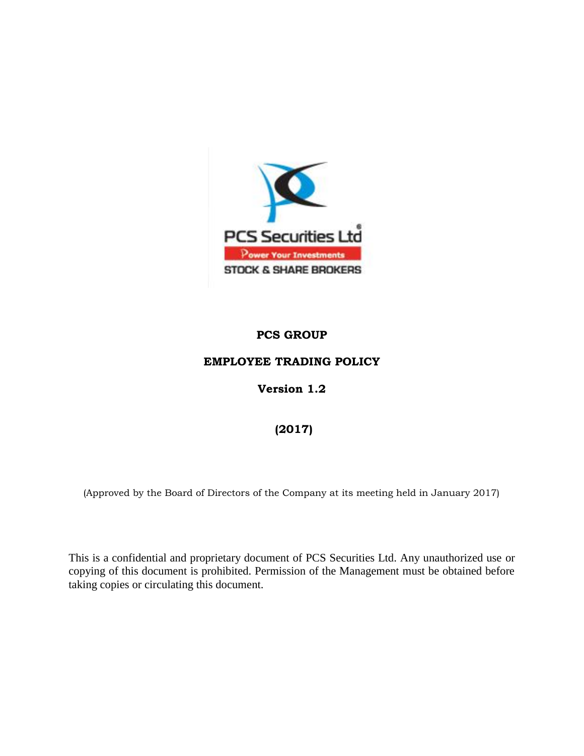# PCS GROUP

## EMPLOYEE TRADING POLICY

**Version 1.2**

**(2017)**

(Approved by the Board of Directors of the Company at its meeting held in January 2017)

This is a confidential and proprietary document of PCS Securities Ltd. Any unauthorized use or copying of this document is prohibited. Permission of the Management must be obtained before taking copies or circulating this document.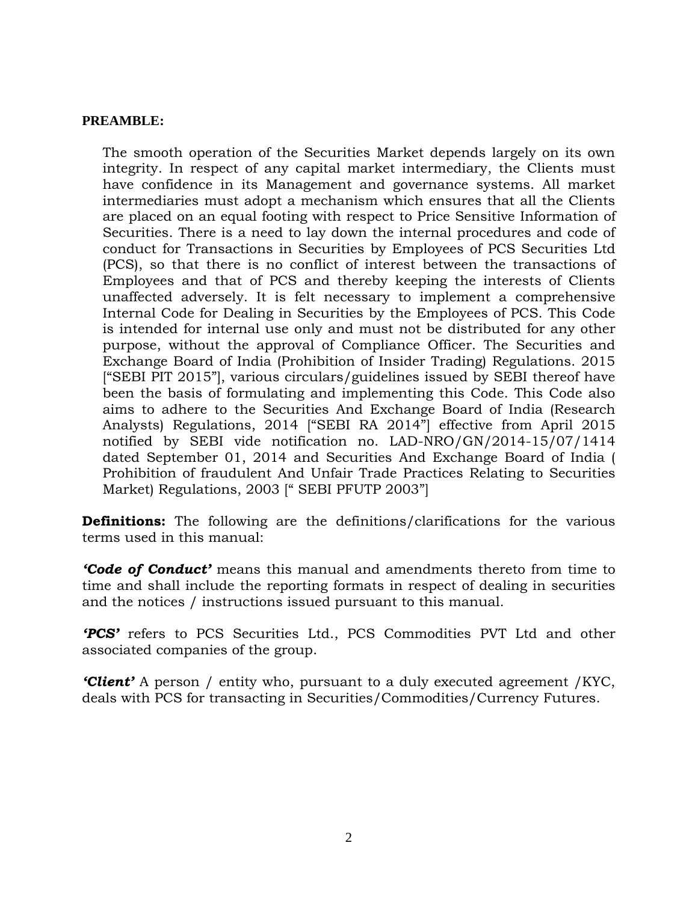**PREAMBLE:**

The smooth operation of the Securities Market depends largely on its own integrity. In respect of any capital market intermediary, the Clients must have confidence in its Management and governance systems. All market intermediaries must adopt a mechanism which ensures that all the Clients are placed on an equal footing with respect to Price Sensitive Information of Securities. There is a need to lay down the internal procedures and code of conduct for Transactions in Securities by Employees of PCS Securities Ltd (PCS), so that there is no conflict of interest between the transactions of Employees and that of PCS and thereby keeping the interests of Clients unaffected adversely. It is felt necessary to implement a comprehensive Internal Code for Dealing in Securities by the Employees of PCS. This Code is intended for internal use only and must not be distributed for any other purpose, without the approval of Compliance Officer. The Securities and Exchange Board of India (Prohibition of Insider Trading) Regulations. 2015 ["SEBI PIT 2015"], various circulars/guidelines issued by SEBI thereof have been the basis of formulating and implementing this Code. This Code also aims to adhere to the Securities And Exchange Board of India (Research Analysts) Regulations, 2014 ["SEBI RA 2014"] effective from April 2015 notified by SEBI vide notification no. LAD-NRO/GN/2014-15/07/1414 dated September 01, 2014 and Securities And Exchange Board of India ( Prohibition of fraudulent And Unfair Trade Practices Relating to Securities Market) Regulations, 2003 [" SEBI PFUTP 2003"]

**Definitions:** The following are the definitions/clarifications for the various terms used in this manual:

***'Code of Conduct'*** means this manual and amendments thereto from time to time and shall include the reporting formats in respect of dealing in securities and the notices / instructions issued pursuant to this manual.

***'PCS'*** refers to PCS Securities Ltd., PCS Commodities PVT Ltd and other associated companies of the group.

***'Client'*** A person / entity who, pursuant to a duly executed agreement /KYC, deals with PCS for transacting in Securities/Commodities/Currency Futures.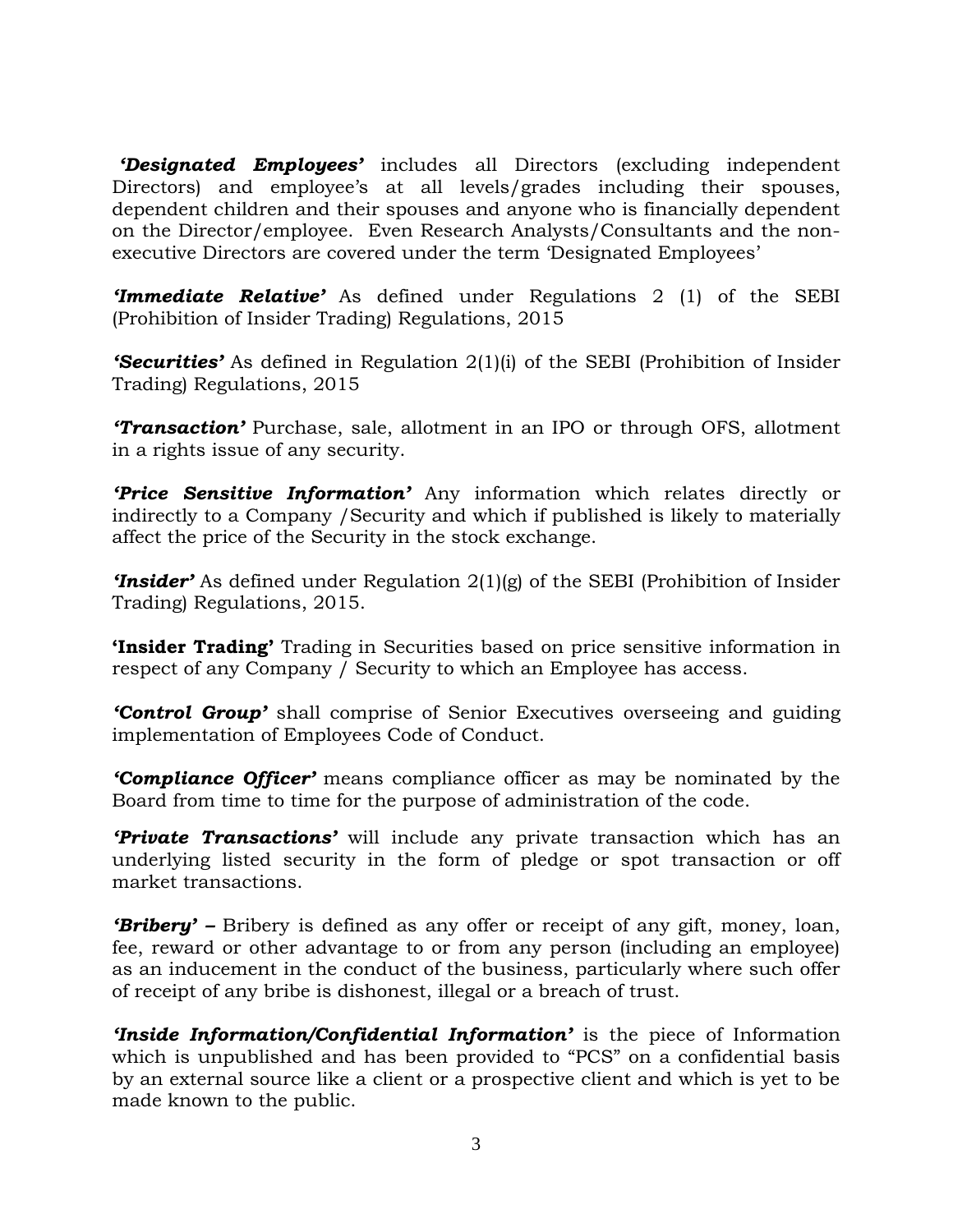***'Designated Employees'*** includes all Directors (excluding independent Directors) and employee's at all levels/grades including their spouses, dependent children and their spouses and anyone who is financially dependent on the Director/employee. Even Research Analysts/Consultants and the non-executive Directors are covered under the term 'Designated Employees'

***'Immediate Relative'*** As defined under Regulations 2 (1) of the SEBI (Prohibition of Insider Trading) Regulations, 2015

***'Securities'*** As defined in Regulation 2(1)(i) of the SEBI (Prohibition of Insider Trading) Regulations, 2015

***'Transaction'*** Purchase, sale, allotment in an IPO or through OFS, allotment in a rights issue of any security.

***'Price Sensitive Information'*** Any information which relates directly or indirectly to a Company /Security and which if published is likely to materially affect the price of the Security in the stock exchange.

***'Insider'*** As defined under Regulation 2(1)(g) of the SEBI (Prohibition of Insider Trading) Regulations, 2015.

**'Insider Trading'** Trading in Securities based on price sensitive information in respect of any Company / Security to which an Employee has access.

***'Control Group'*** shall comprise of Senior Executives overseeing and guiding implementation of Employees Code of Conduct.

***'Compliance Officer'*** means compliance officer as may be nominated by the Board from time to time for the purpose of administration of the code.

***'Private Transactions'*** will include any private transaction which has an underlying listed security in the form of pledge or spot transaction or off market transactions.

***'Bribery'* –** Bribery is defined as any offer or receipt of any gift, money, loan, fee, reward or other advantage to or from any person (including an employee) as an inducement in the conduct of the business, particularly where such offer of receipt of any bribe is dishonest, illegal or a breach of trust.

***'Inside Information/Confidential Information'*** is the piece of Information which is unpublished and has been provided to "PCS" on a confidential basis by an external source like a client or a prospective client and which is yet to be made known to the public.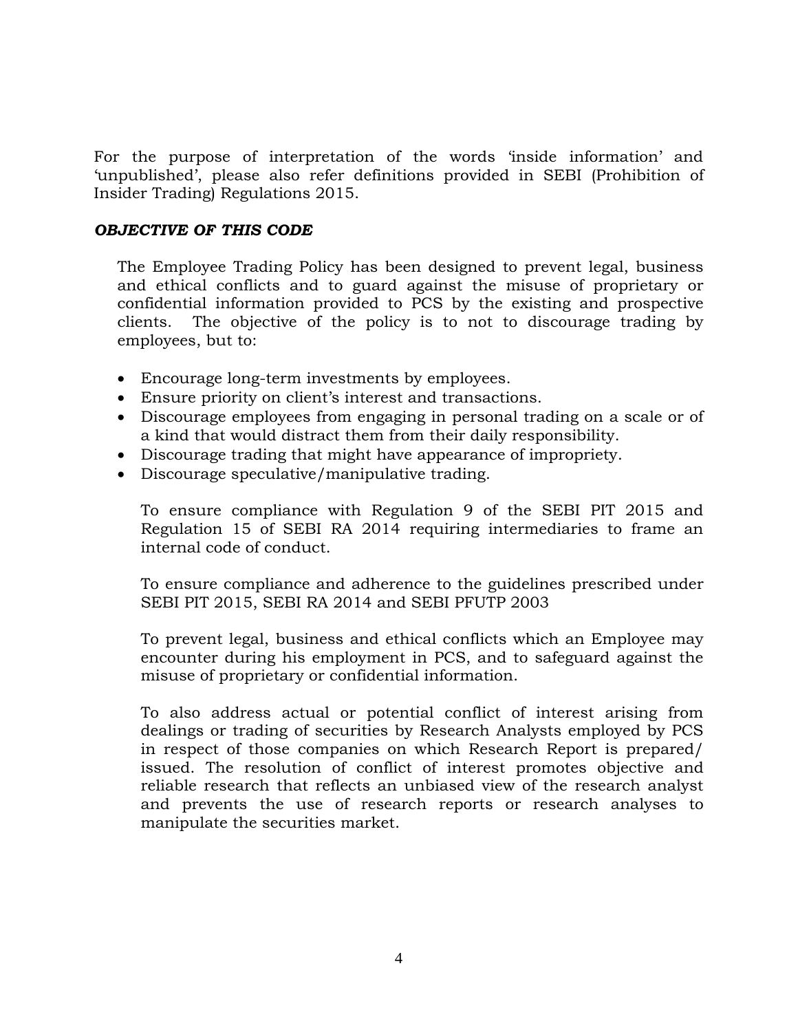For the purpose of interpretation of the words 'inside information' and 'unpublished', please also refer definitions provided in SEBI (Prohibition of Insider Trading) Regulations 2015.

***OBJECTIVE OF THIS CODE***

The Employee Trading Policy has been designed to prevent legal, business and ethical conflicts and to guard against the misuse of proprietary or confidential information provided to PCS by the existing and prospective clients. The objective of the policy is to not to discourage trading by employees, but to:

- Encourage long-term investments by employees.
- Ensure priority on client's interest and transactions.
- Discourage employees from engaging in personal trading on a scale or of a kind that would distract them from their daily responsibility.
- Discourage trading that might have appearance of impropriety.
- Discourage speculative/manipulative trading.

To ensure compliance with Regulation 9 of the SEBI PIT 2015 and Regulation 15 of SEBI RA 2014 requiring intermediaries to frame an internal code of conduct.

To ensure compliance and adherence to the guidelines prescribed under SEBI PIT 2015, SEBI RA 2014 and SEBI PFUTP 2003

To prevent legal, business and ethical conflicts which an Employee may encounter during his employment in PCS, and to safeguard against the misuse of proprietary or confidential information.

To also address actual or potential conflict of interest arising from dealings or trading of securities by Research Analysts employed by PCS in respect of those companies on which Research Report is prepared/ issued. The resolution of conflict of interest promotes objective and reliable research that reflects an unbiased view of the research analyst and prevents the use of research reports or research analyses to manipulate the securities market.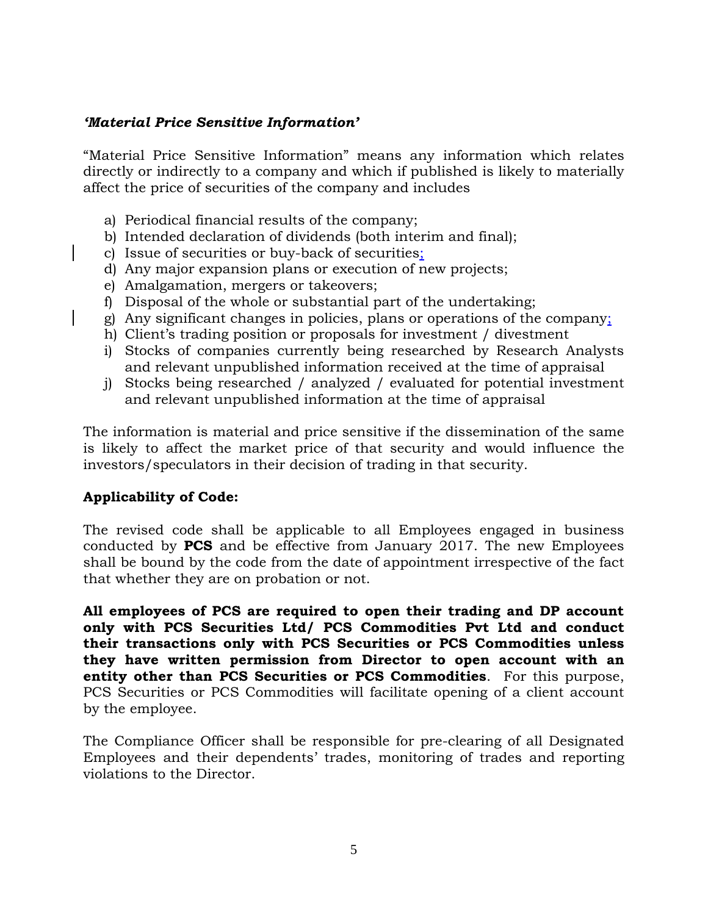***'Material Price Sensitive Information'***

"Material Price Sensitive Information" means any information which relates directly or indirectly to a company and which if published is likely to materially affect the price of securities of the company and includes

a) Periodical financial results of the company;
b) Intended declaration of dividends (both interim and final);
c) Issue of securities or buy-back of securities;
d) Any major expansion plans or execution of new projects;
e) Amalgamation, mergers or takeovers;
f) Disposal of the whole or substantial part of the undertaking;
g) Any significant changes in policies, plans or operations of the company;
h) Client's trading position or proposals for investment / divestment
i) Stocks of companies currently being researched by Research Analysts and relevant unpublished information received at the time of appraisal
j) Stocks being researched / analyzed / evaluated for potential investment and relevant unpublished information at the time of appraisal

The information is material and price sensitive if the dissemination of the same is likely to affect the market price of that security and would influence the investors/speculators in their decision of trading in that security.

**Applicability of Code:**

The revised code shall be applicable to all Employees engaged in business conducted by **PCS** and be effective from January 2017. The new Employees shall be bound by the code from the date of appointment irrespective of the fact that whether they are on probation or not.

**All employees of PCS are required to open their trading and DP account only with PCS Securities Ltd/ PCS Commodities Pvt Ltd and conduct their transactions only with PCS Securities or PCS Commodities unless they have written permission from Director to open account with an entity other than PCS Securities or PCS Commodities**. For this purpose, PCS Securities or PCS Commodities will facilitate opening of a client account by the employee.

The Compliance Officer shall be responsible for pre-clearing of all Designated Employees and their dependents' trades, monitoring of trades and reporting violations to the Director.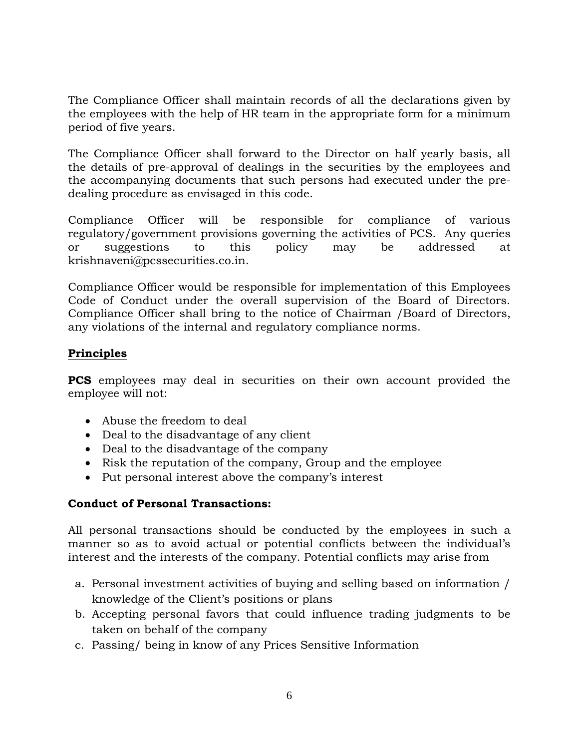The Compliance Officer shall maintain records of all the declarations given by the employees with the help of HR team in the appropriate form for a minimum period of five years.

The Compliance Officer shall forward to the Director on half yearly basis, all the details of pre-approval of dealings in the securities by the employees and the accompanying documents that such persons had executed under the pre-dealing procedure as envisaged in this code.

Compliance Officer will be responsible for compliance of various regulatory/government provisions governing the activities of PCS. Any queries or suggestions to this policy may be addressed at krishnaveni@pcssecurities.co.in.

Compliance Officer would be responsible for implementation of this Employees Code of Conduct under the overall supervision of the Board of Directors. Compliance Officer shall bring to the notice of Chairman /Board of Directors, any violations of the internal and regulatory compliance norms.

## **Principles**

**PCS** employees may deal in securities on their own account provided the employee will not:

- Abuse the freedom to deal
- Deal to the disadvantage of any client
- Deal to the disadvantage of the company
- Risk the reputation of the company, Group and the employee
- Put personal interest above the company's interest

**Conduct of Personal Transactions:**

All personal transactions should be conducted by the employees in such a manner so as to avoid actual or potential conflicts between the individual's interest and the interests of the company. Potential conflicts may arise from

a. Personal investment activities of buying and selling based on information / knowledge of the Client's positions or plans
b. Accepting personal favors that could influence trading judgments to be taken on behalf of the company
c. Passing/ being in know of any Prices Sensitive Information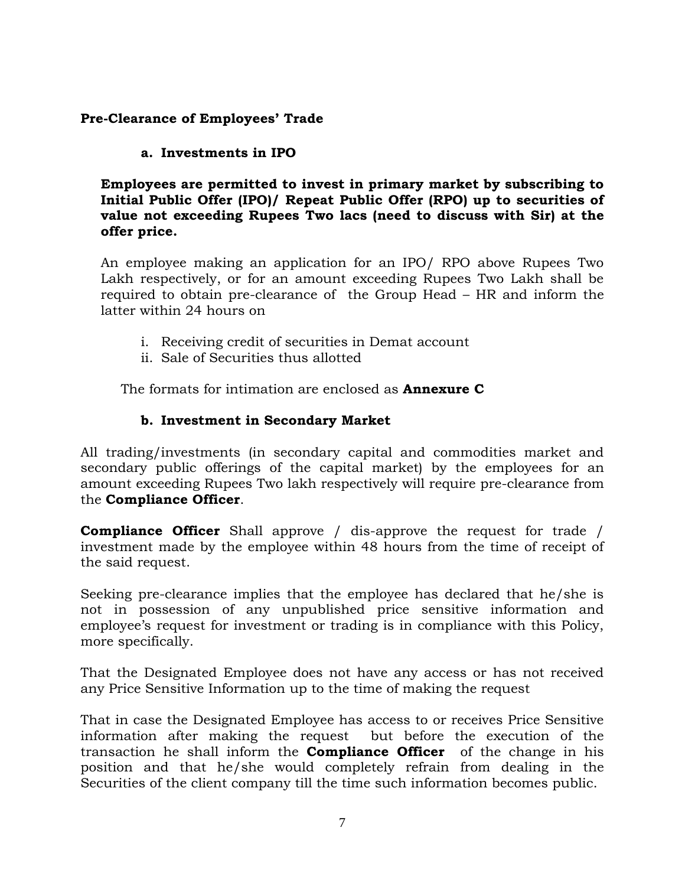**Pre-Clearance of Employees' Trade**

**a. Investments in IPO**

**Employees are permitted to invest in primary market by subscribing to Initial Public Offer (IPO)/ Repeat Public Offer (RPO) up to securities of value not exceeding Rupees Two lacs (need to discuss with Sir) at the offer price.**

An employee making an application for an IPO/ RPO above Rupees Two Lakh respectively, or for an amount exceeding Rupees Two Lakh shall be required to obtain pre-clearance of the Group Head – HR and inform the latter within 24 hours on

i. Receiving credit of securities in Demat account
ii. Sale of Securities thus allotted

The formats for intimation are enclosed as **Annexure C**

**b. Investment in Secondary Market**

All trading/investments (in secondary capital and commodities market and secondary public offerings of the capital market) by the employees for an amount exceeding Rupees Two lakh respectively will require pre-clearance from the **Compliance Officer**.

**Compliance Officer** Shall approve / dis-approve the request for trade / investment made by the employee within 48 hours from the time of receipt of the said request.

Seeking pre-clearance implies that the employee has declared that he/she is not in possession of any unpublished price sensitive information and employee's request for investment or trading is in compliance with this Policy, more specifically.

That the Designated Employee does not have any access or has not received any Price Sensitive Information up to the time of making the request

That in case the Designated Employee has access to or receives Price Sensitive information after making the request but before the execution of the transaction he shall inform the **Compliance Officer** of the change in his position and that he/she would completely refrain from dealing in the Securities of the client company till the time such information becomes public.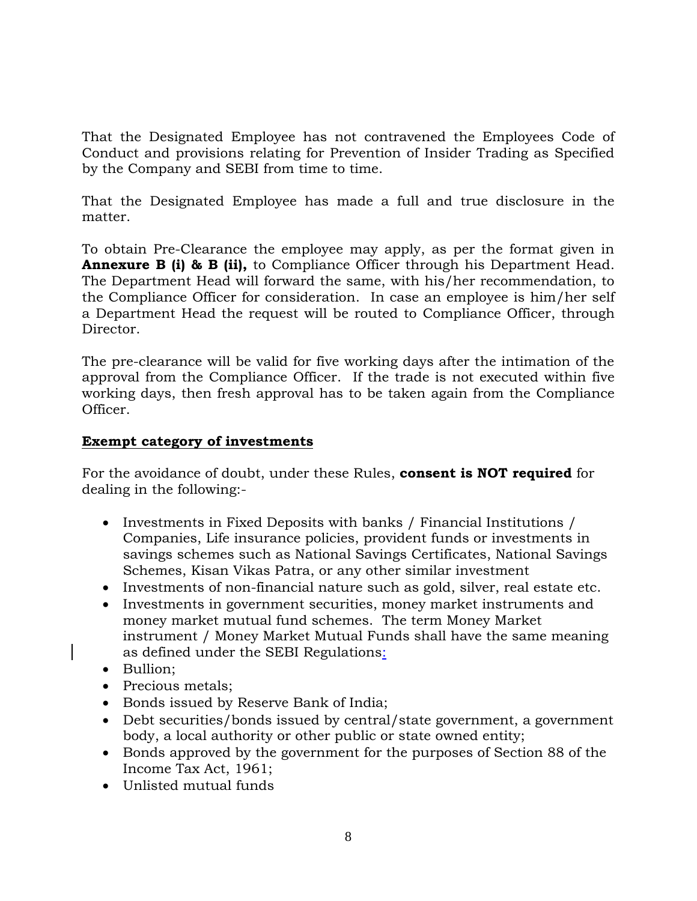That the Designated Employee has not contravened the Employees Code of Conduct and provisions relating for Prevention of Insider Trading as Specified by the Company and SEBI from time to time.

That the Designated Employee has made a full and true disclosure in the matter.

To obtain Pre-Clearance the employee may apply, as per the format given in **Annexure B (i) & B (ii),** to Compliance Officer through his Department Head. The Department Head will forward the same, with his/her recommendation, to the Compliance Officer for consideration. In case an employee is him/her self a Department Head the request will be routed to Compliance Officer, through Director.

The pre-clearance will be valid for five working days after the intimation of the approval from the Compliance Officer. If the trade is not executed within five working days, then fresh approval has to be taken again from the Compliance Officer.

**Exempt category of investments**

For the avoidance of doubt, under these Rules, **consent is NOT required** for dealing in the following:-

- Investments in Fixed Deposits with banks / Financial Institutions / Companies, Life insurance policies, provident funds or investments in savings schemes such as National Savings Certificates, National Savings Schemes, Kisan Vikas Patra, or any other similar investment
- Investments of non-financial nature such as gold, silver, real estate etc.
- Investments in government securities, money market instruments and money market mutual fund schemes. The term Money Market instrument / Money Market Mutual Funds shall have the same meaning as defined under the SEBI Regulations:
- Bullion;
- Precious metals;
- Bonds issued by Reserve Bank of India;
- Debt securities/bonds issued by central/state government, a government body, a local authority or other public or state owned entity;
- Bonds approved by the government for the purposes of Section 88 of the Income Tax Act, 1961;
- Unlisted mutual funds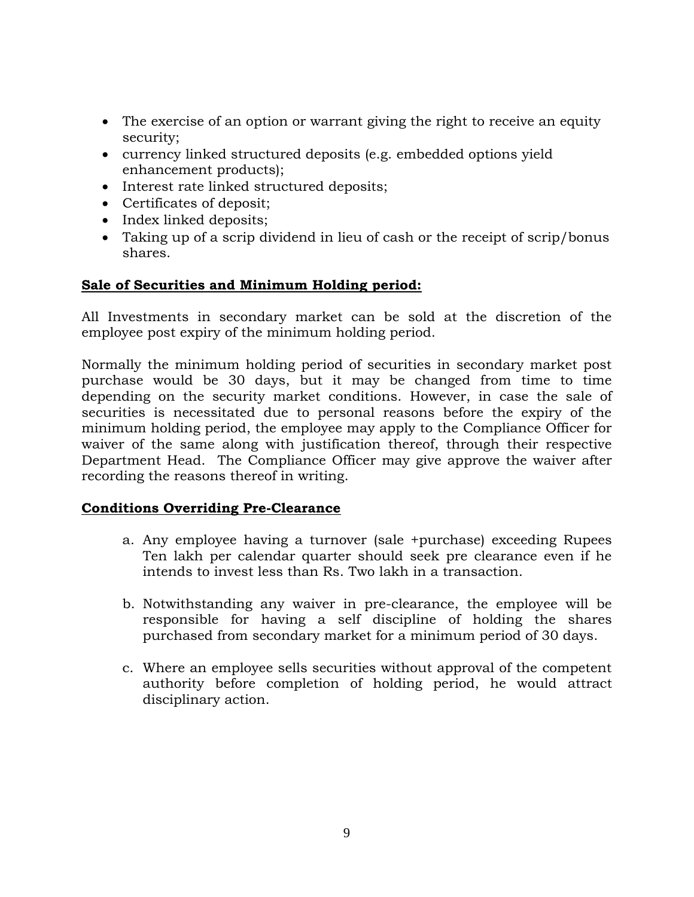- The exercise of an option or warrant giving the right to receive an equity security;
- currency linked structured deposits (e.g. embedded options yield enhancement products);
- Interest rate linked structured deposits;
- Certificates of deposit;
- Index linked deposits;
- Taking up of a scrip dividend in lieu of cash or the receipt of scrip/bonus shares.

**Sale of Securities and Minimum Holding period:**

All Investments in secondary market can be sold at the discretion of the employee post expiry of the minimum holding period.

Normally the minimum holding period of securities in secondary market post purchase would be 30 days, but it may be changed from time to time depending on the security market conditions. However, in case the sale of securities is necessitated due to personal reasons before the expiry of the minimum holding period, the employee may apply to the Compliance Officer for waiver of the same along with justification thereof, through their respective Department Head. The Compliance Officer may give approve the waiver after recording the reasons thereof in writing.

**Conditions Overriding Pre-Clearance**

a. Any employee having a turnover (sale +purchase) exceeding Rupees Ten lakh per calendar quarter should seek pre clearance even if he intends to invest less than Rs. Two lakh in a transaction.

b. Notwithstanding any waiver in pre-clearance, the employee will be responsible for having a self discipline of holding the shares purchased from secondary market for a minimum period of 30 days.

c. Where an employee sells securities without approval of the competent authority before completion of holding period, he would attract disciplinary action.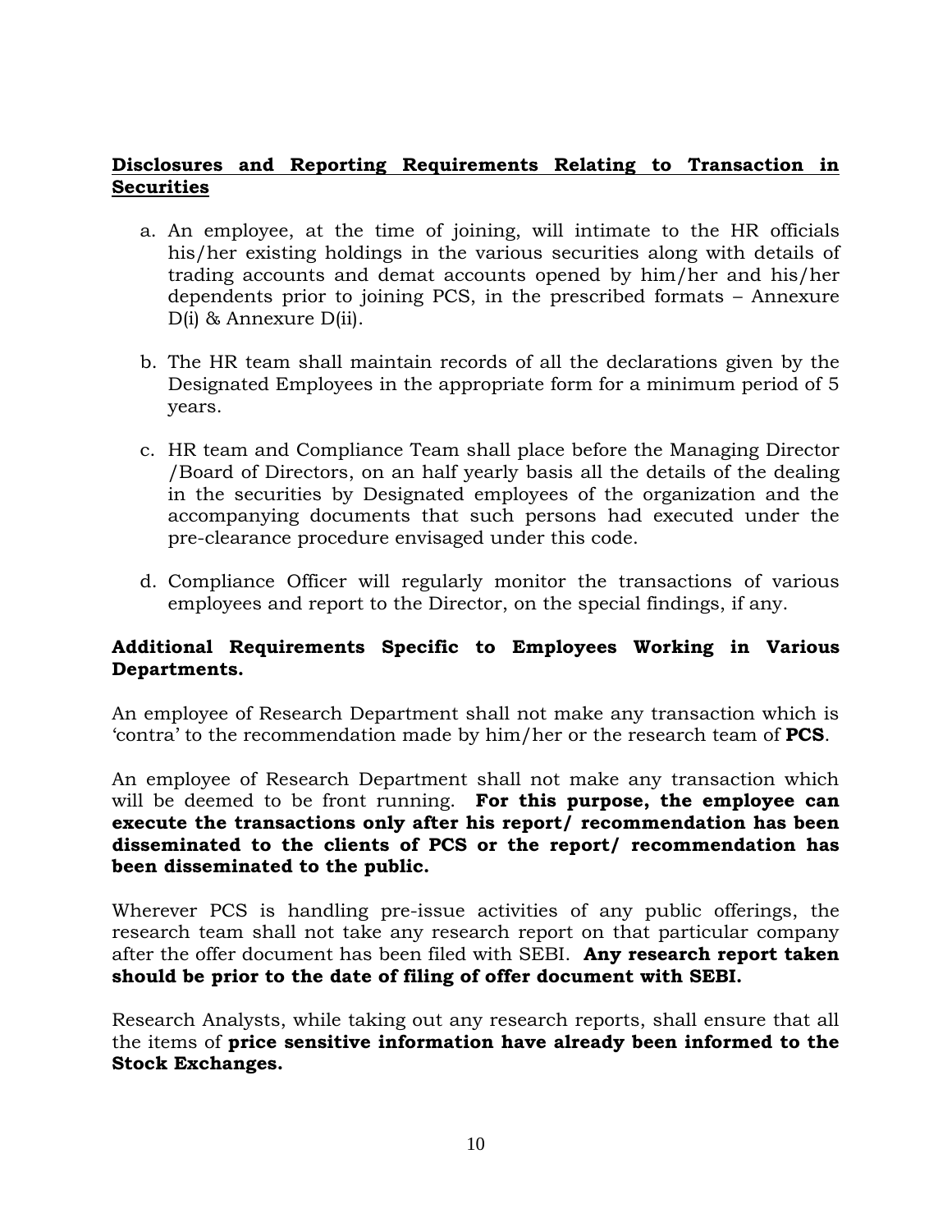**<u>Disclosures and Reporting Requirements Relating to Transaction in Securities</u>**

a. An employee, at the time of joining, will intimate to the HR officials his/her existing holdings in the various securities along with details of trading accounts and demat accounts opened by him/her and his/her dependents prior to joining PCS, in the prescribed formats – Annexure D(i) & Annexure D(ii).

b. The HR team shall maintain records of all the declarations given by the Designated Employees in the appropriate form for a minimum period of 5 years.

c. HR team and Compliance Team shall place before the Managing Director /Board of Directors, on an half yearly basis all the details of the dealing in the securities by Designated employees of the organization and the accompanying documents that such persons had executed under the pre-clearance procedure envisaged under this code.

d. Compliance Officer will regularly monitor the transactions of various employees and report to the Director, on the special findings, if any.

**Additional Requirements Specific to Employees Working in Various Departments.**

An employee of Research Department shall not make any transaction which is 'contra' to the recommendation made by him/her or the research team of **PCS**.

An employee of Research Department shall not make any transaction which will be deemed to be front running. **For this purpose, the employee can execute the transactions only after his report/ recommendation has been disseminated to the clients of PCS or the report/ recommendation has been disseminated to the public.**

Wherever PCS is handling pre-issue activities of any public offerings, the research team shall not take any research report on that particular company after the offer document has been filed with SEBI. **Any research report taken should be prior to the date of filing of offer document with SEBI.**

Research Analysts, while taking out any research reports, shall ensure that all the items of **price sensitive information have already been informed to the Stock Exchanges.**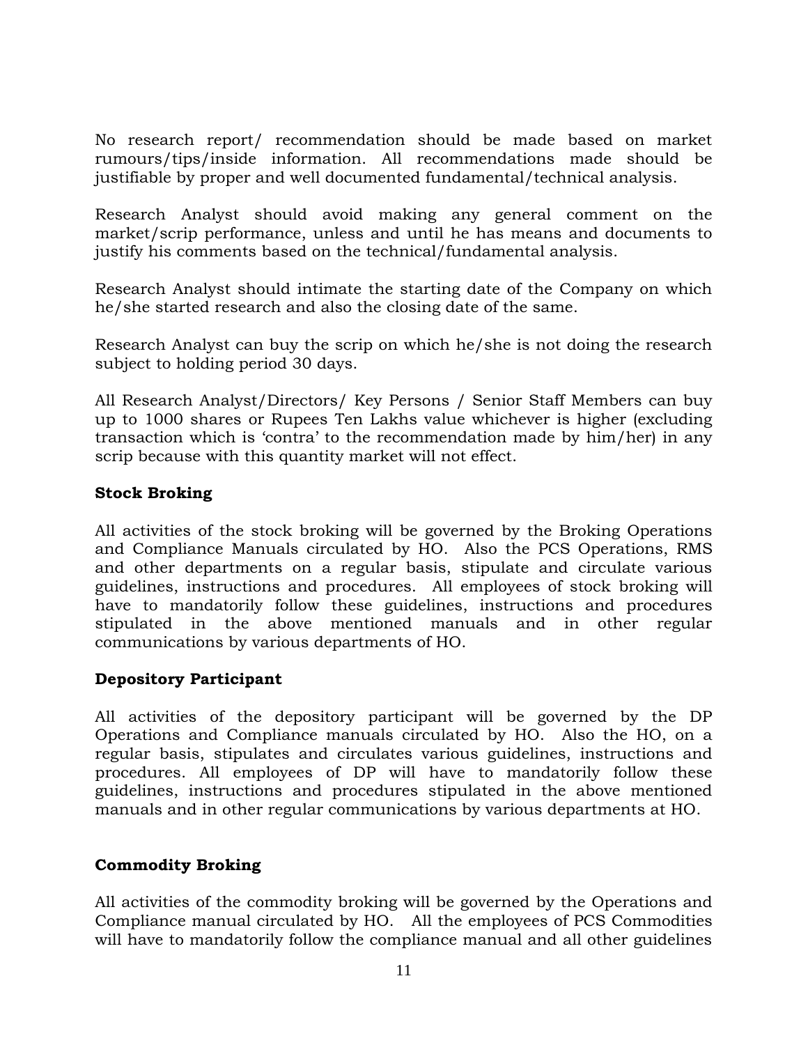No research report/ recommendation should be made based on market rumours/tips/inside information. All recommendations made should be justifiable by proper and well documented fundamental/technical analysis.

Research Analyst should avoid making any general comment on the market/scrip performance, unless and until he has means and documents to justify his comments based on the technical/fundamental analysis.

Research Analyst should intimate the starting date of the Company on which he/she started research and also the closing date of the same.

Research Analyst can buy the scrip on which he/she is not doing the research subject to holding period 30 days.

All Research Analyst/Directors/ Key Persons / Senior Staff Members can buy up to 1000 shares or Rupees Ten Lakhs value whichever is higher (excluding transaction which is 'contra' to the recommendation made by him/her) in any scrip because with this quantity market will not effect.

**Stock Broking**

All activities of the stock broking will be governed by the Broking Operations and Compliance Manuals circulated by HO. Also the PCS Operations, RMS and other departments on a regular basis, stipulate and circulate various guidelines, instructions and procedures. All employees of stock broking will have to mandatorily follow these guidelines, instructions and procedures stipulated in the above mentioned manuals and in other regular communications by various departments of HO.

**Depository Participant**

All activities of the depository participant will be governed by the DP Operations and Compliance manuals circulated by HO. Also the HO, on a regular basis, stipulates and circulates various guidelines, instructions and procedures. All employees of DP will have to mandatorily follow these guidelines, instructions and procedures stipulated in the above mentioned manuals and in other regular communications by various departments at HO.

**Commodity Broking**

All activities of the commodity broking will be governed by the Operations and Compliance manual circulated by HO. All the employees of PCS Commodities will have to mandatorily follow the compliance manual and all other guidelines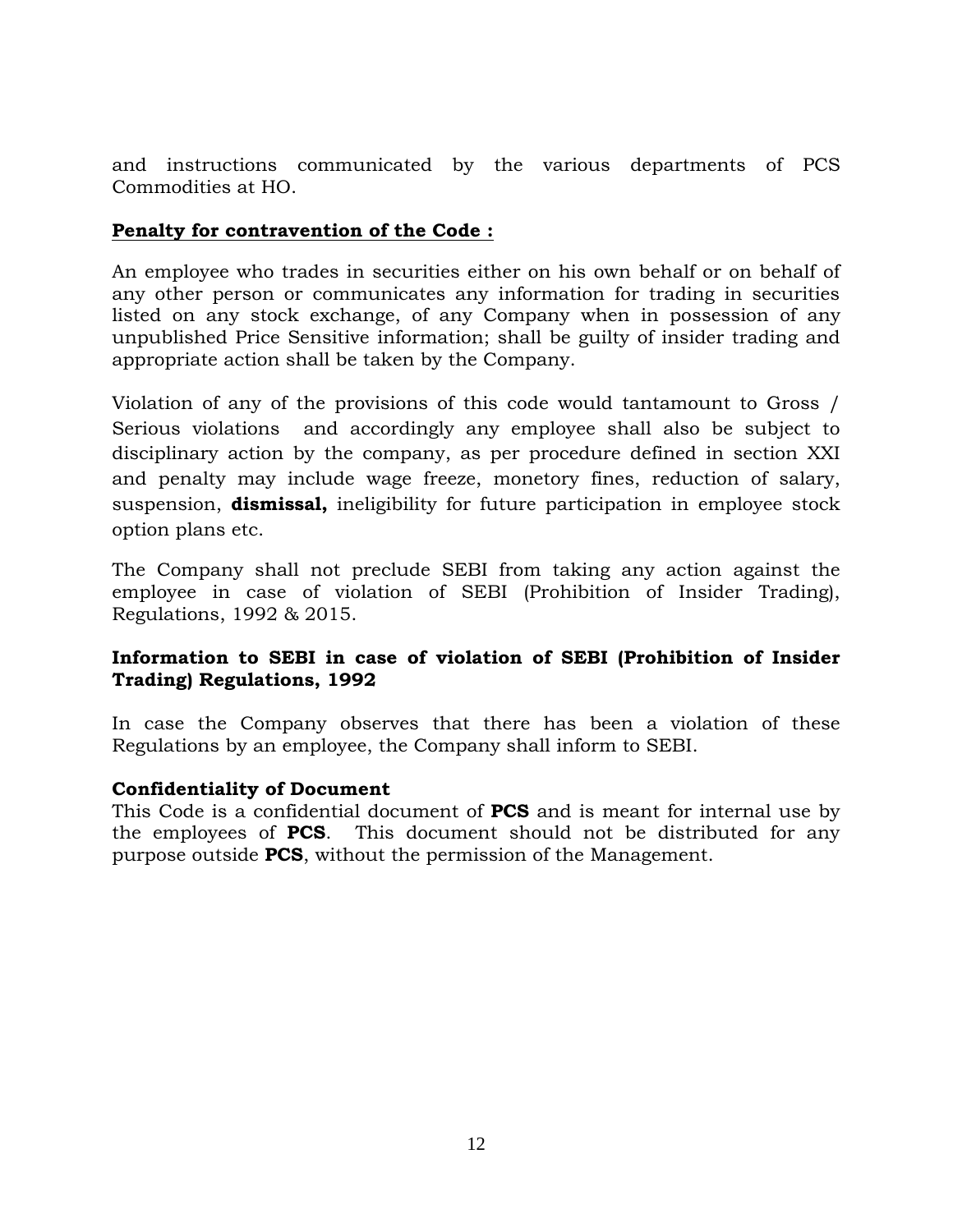and instructions communicated by the various departments of PCS Commodities at HO.

**Penalty for contravention of the Code :**

An employee who trades in securities either on his own behalf or on behalf of any other person or communicates any information for trading in securities listed on any stock exchange, of any Company when in possession of any unpublished Price Sensitive information; shall be guilty of insider trading and appropriate action shall be taken by the Company.

Violation of any of the provisions of this code would tantamount to Gross / Serious violations and accordingly any employee shall also be subject to disciplinary action by the company, as per procedure defined in section XXI and penalty may include wage freeze, monetory fines, reduction of salary, suspension, **dismissal,** ineligibility for future participation in employee stock option plans etc.

The Company shall not preclude SEBI from taking any action against the employee in case of violation of SEBI (Prohibition of Insider Trading), Regulations, 1992 & 2015.

**Information to SEBI in case of violation of SEBI (Prohibition of Insider Trading) Regulations, 1992**

In case the Company observes that there has been a violation of these Regulations by an employee, the Company shall inform to SEBI.

**Confidentiality of Document**

This Code is a confidential document of **PCS** and is meant for internal use by the employees of **PCS**. This document should not be distributed for any purpose outside **PCS**, without the permission of the Management.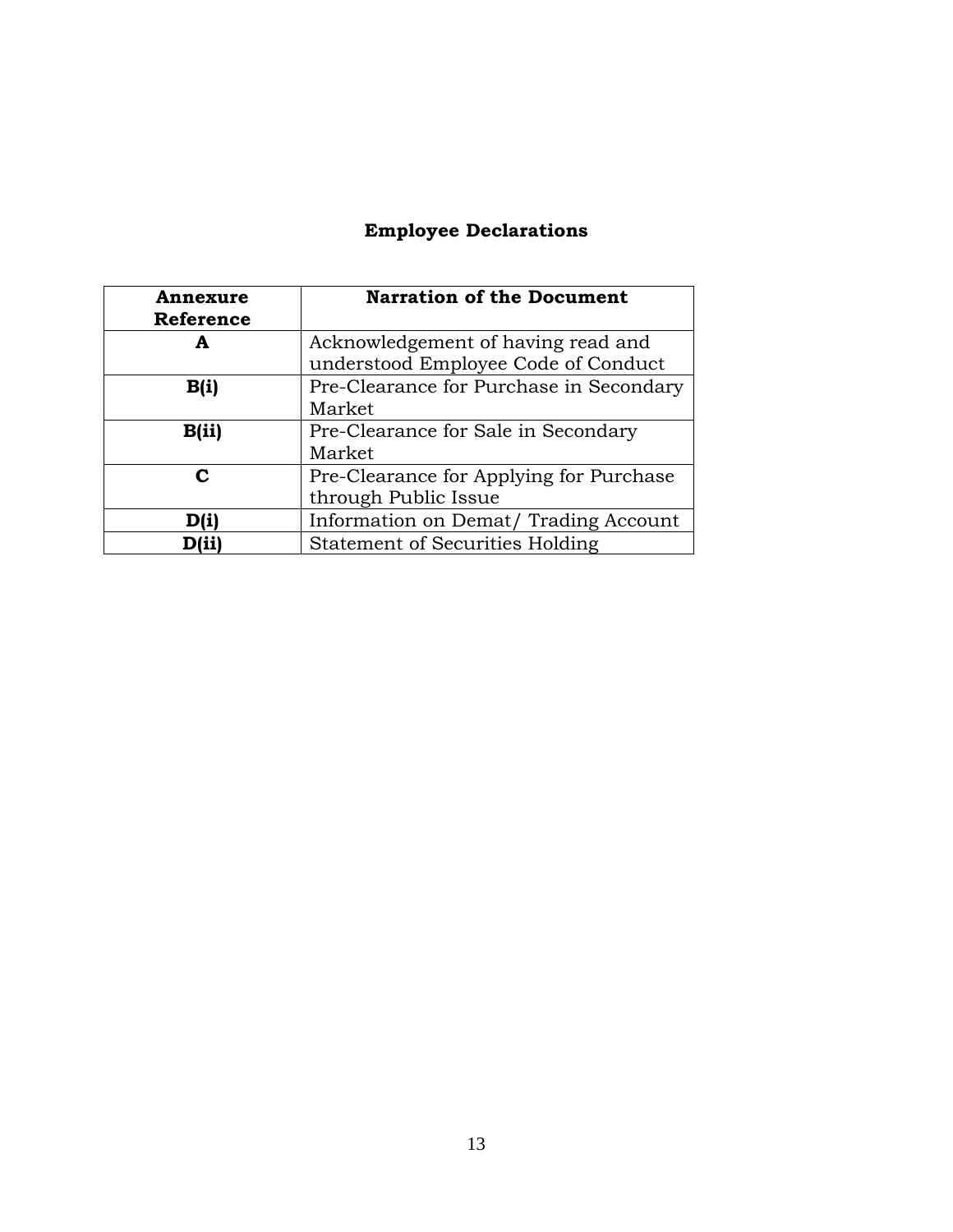## Employee Declarations

| Annexure Reference | Narration of the Document |
|---|---|
| **A** | Acknowledgement of having read and understood Employee Code of Conduct |
| **B(i)** | Pre-Clearance for Purchase in Secondary Market |
| **B(ii)** | Pre-Clearance for Sale in Secondary Market |
| **C** | Pre-Clearance for Applying for Purchase through Public Issue |
| **D(i)** | Information on Demat/ Trading Account |
| **D(ii)** | Statement of Securities Holding |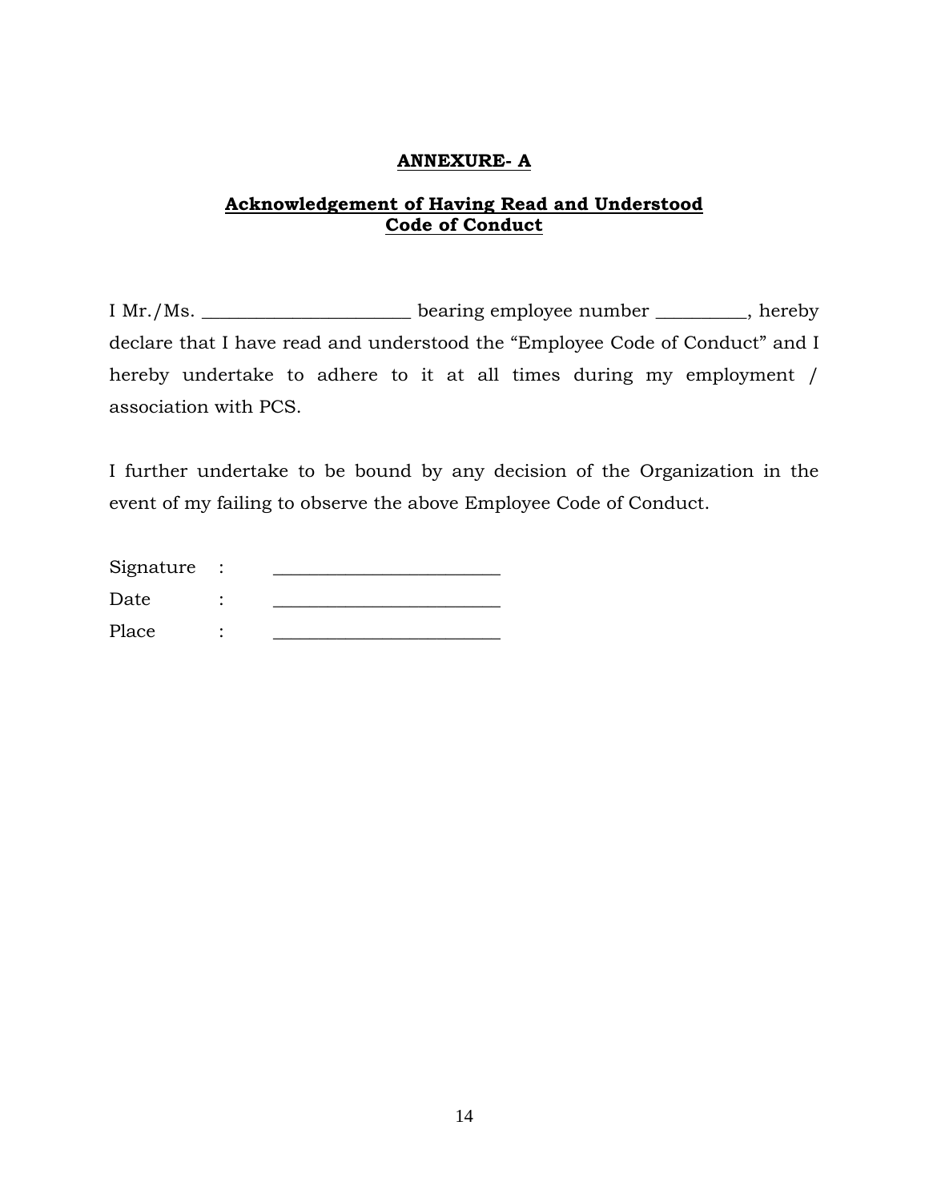# ANNEXURE- A

## Acknowledgement of Having Read and Understood Code of Conduct

I Mr./Ms. _______________________ bearing employee number __________, hereby declare that I have read and understood the "Employee Code of Conduct" and I hereby undertake to adhere to it at all times during my employment / association with PCS.

I further undertake to be bound by any decision of the Organization in the event of my failing to observe the above Employee Code of Conduct.

Signature : _________________________

Date : _________________________

Place : _________________________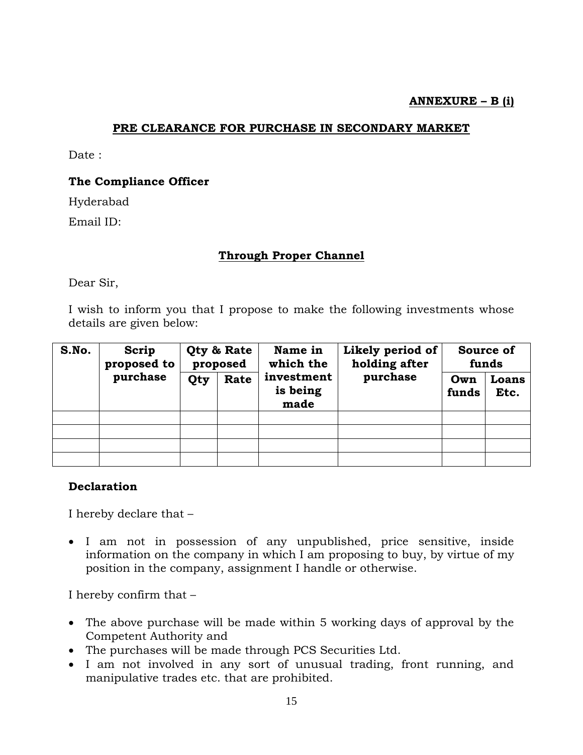**ANNEXURE – B (i)**

## PRE CLEARANCE FOR PURCHASE IN SECONDARY MARKET

Date :

**The Compliance Officer**

Hyderabad

Email ID:

**Through Proper Channel**

Dear Sir,

I wish to inform you that I propose to make the following investments whose details are given below:

| S.No. | Scrip proposed to purchase | Qty & Rate proposed | | Name in which the investment is being made | Likely period of holding after purchase | Source of funds | |
|---|---|---|---|---|---|---|---|
| | | Qty | Rate | | | Own funds | Loans Etc. |
| | | | | | | | |
| | | | | | | | |
| | | | | | | | |
| | | | | | | | |

**Declaration**

I hereby declare that –

- I am not in possession of any unpublished, price sensitive, inside information on the company in which I am proposing to buy, by virtue of my position in the company, assignment I handle or otherwise.

I hereby confirm that –

- The above purchase will be made within 5 working days of approval by the Competent Authority and
- The purchases will be made through PCS Securities Ltd.
- I am not involved in any sort of unusual trading, front running, and manipulative trades etc. that are prohibited.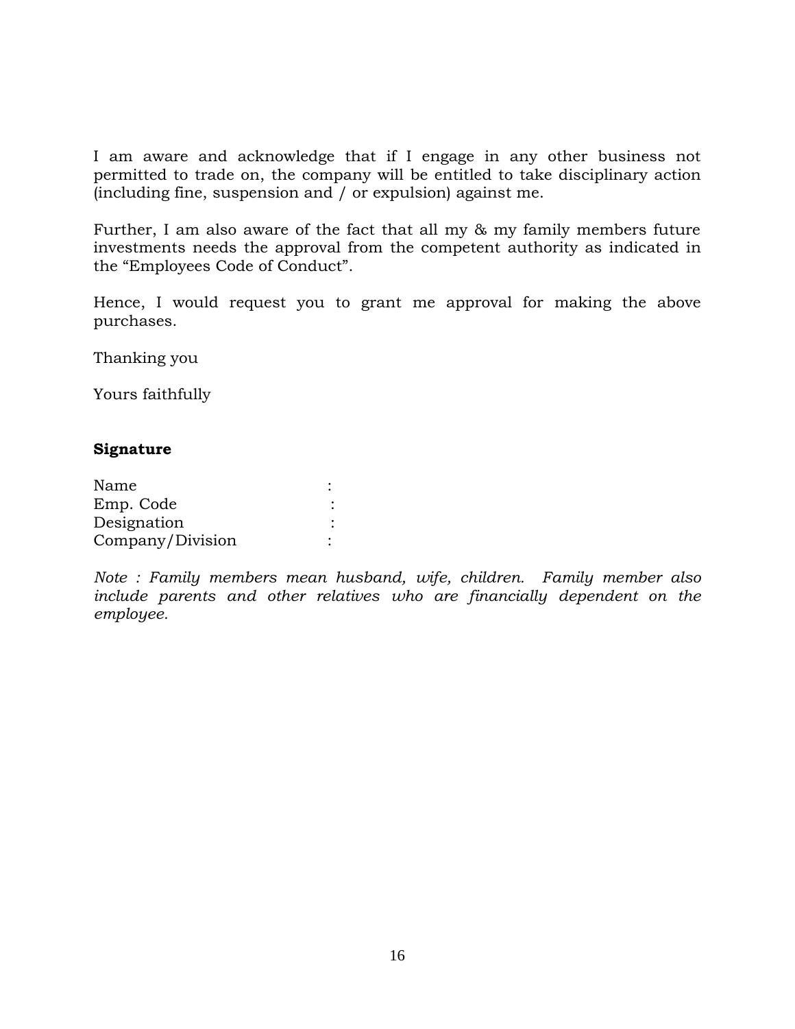I am aware and acknowledge that if I engage in any other business not permitted to trade on, the company will be entitled to take disciplinary action (including fine, suspension and / or expulsion) against me.

Further, I am also aware of the fact that all my & my family members future investments needs the approval from the competent authority as indicated in the "Employees Code of Conduct".

Hence, I would request you to grant me approval for making the above purchases.

Thanking you

Yours faithfully

**Signature**

Name :  
Emp. Code :  
Designation :  
Company/Division :

*Note : Family members mean husband, wife, children. Family member also include parents and other relatives who are financially dependent on the employee.*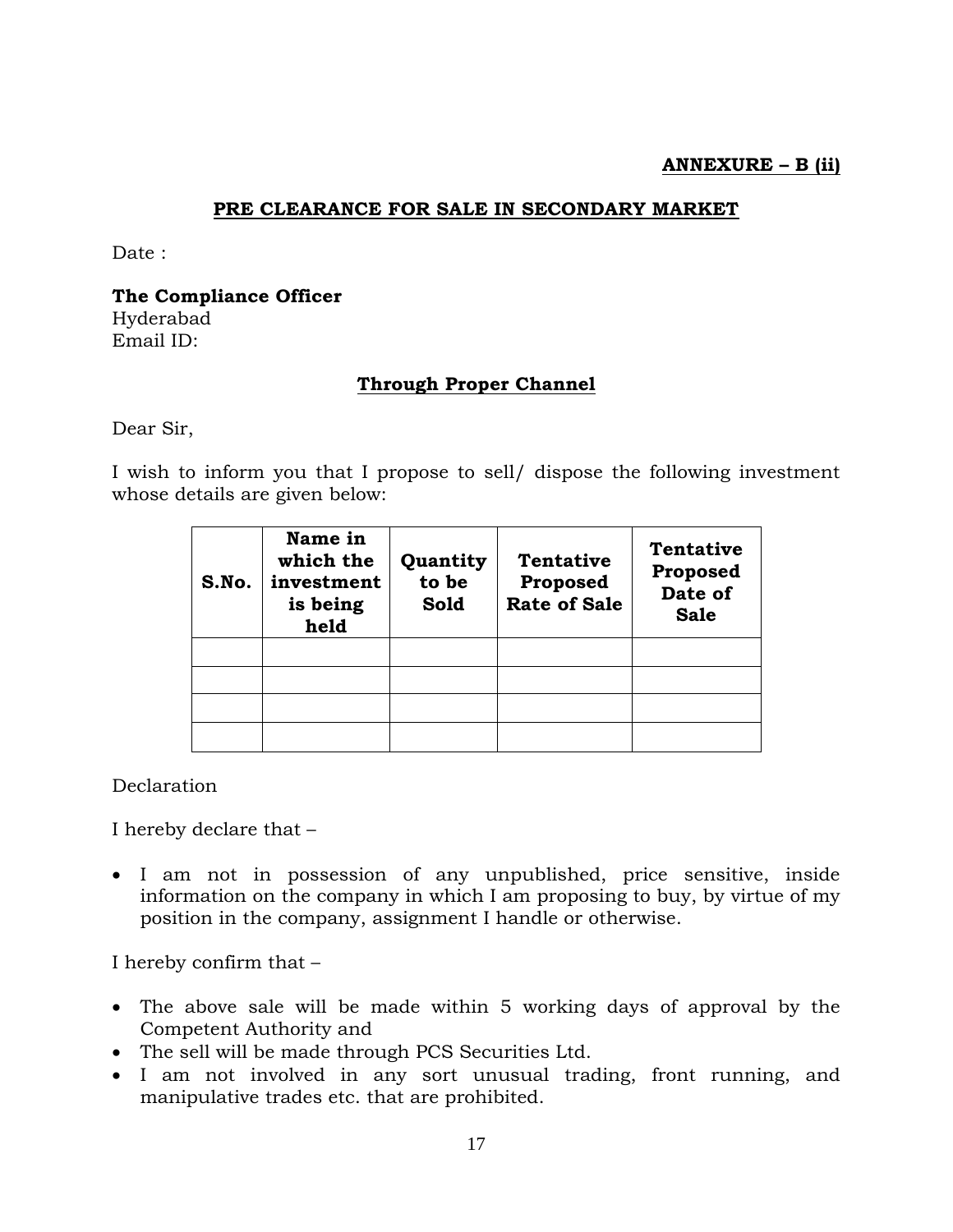**ANNEXURE – B (ii)**

## PRE CLEARANCE FOR SALE IN SECONDARY MARKET

Date :

**The Compliance Officer**
Hyderabad
Email ID:

**Through Proper Channel**

Dear Sir,

I wish to inform you that I propose to sell/ dispose the following investment whose details are given below:

| S.No. | Name in which the investment is being held | Quantity to be Sold | Tentative Proposed Rate of Sale | Tentative Proposed Date of Sale |
|---|---|---|---|---|
| | | | | |
| | | | | |
| | | | | |
| | | | | |

Declaration

I hereby declare that –

- I am not in possession of any unpublished, price sensitive, inside information on the company in which I am proposing to buy, by virtue of my position in the company, assignment I handle or otherwise.

I hereby confirm that –

- The above sale will be made within 5 working days of approval by the Competent Authority and
- The sell will be made through PCS Securities Ltd.
- I am not involved in any sort unusual trading, front running, and manipulative trades etc. that are prohibited.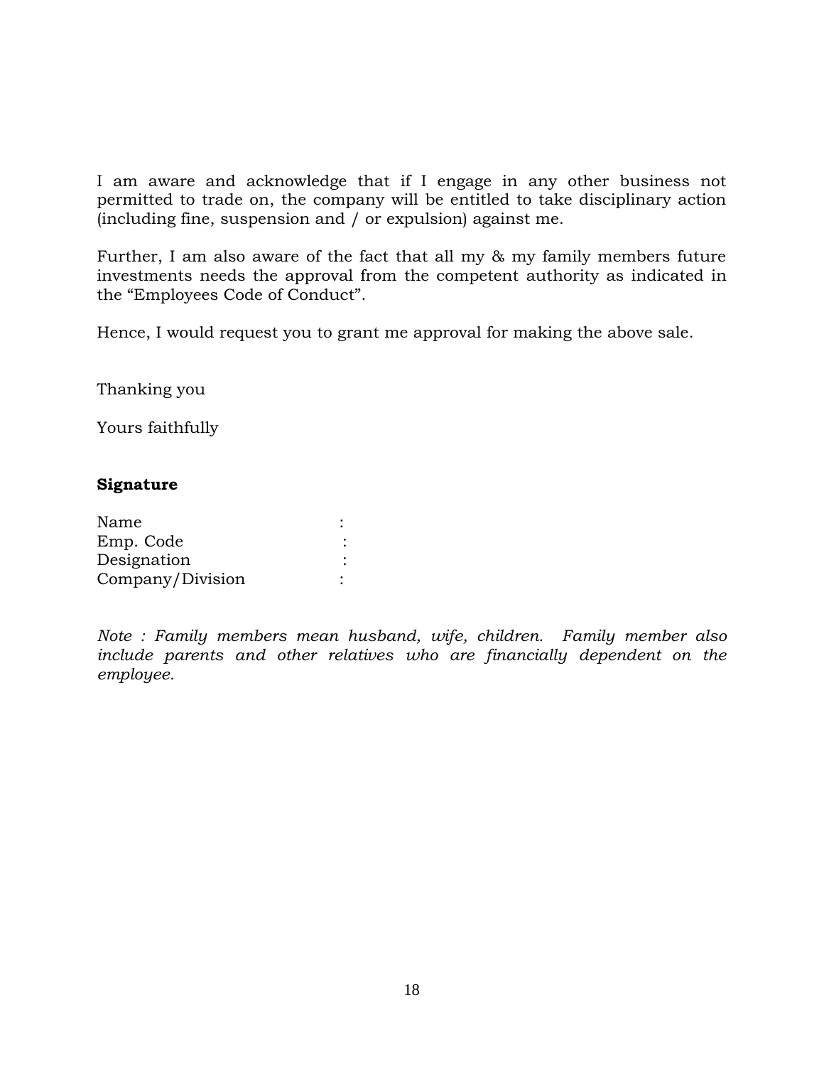I am aware and acknowledge that if I engage in any other business not permitted to trade on, the company will be entitled to take disciplinary action (including fine, suspension and / or expulsion) against me.

Further, I am also aware of the fact that all my & my family members future investments needs the approval from the competent authority as indicated in the "Employees Code of Conduct".

Hence, I would request you to grant me approval for making the above sale.

Thanking you

Yours faithfully

**Signature**

Name :
Emp. Code :
Designation :
Company/Division :

*Note : Family members mean husband, wife, children. Family member also include parents and other relatives who are financially dependent on the employee.*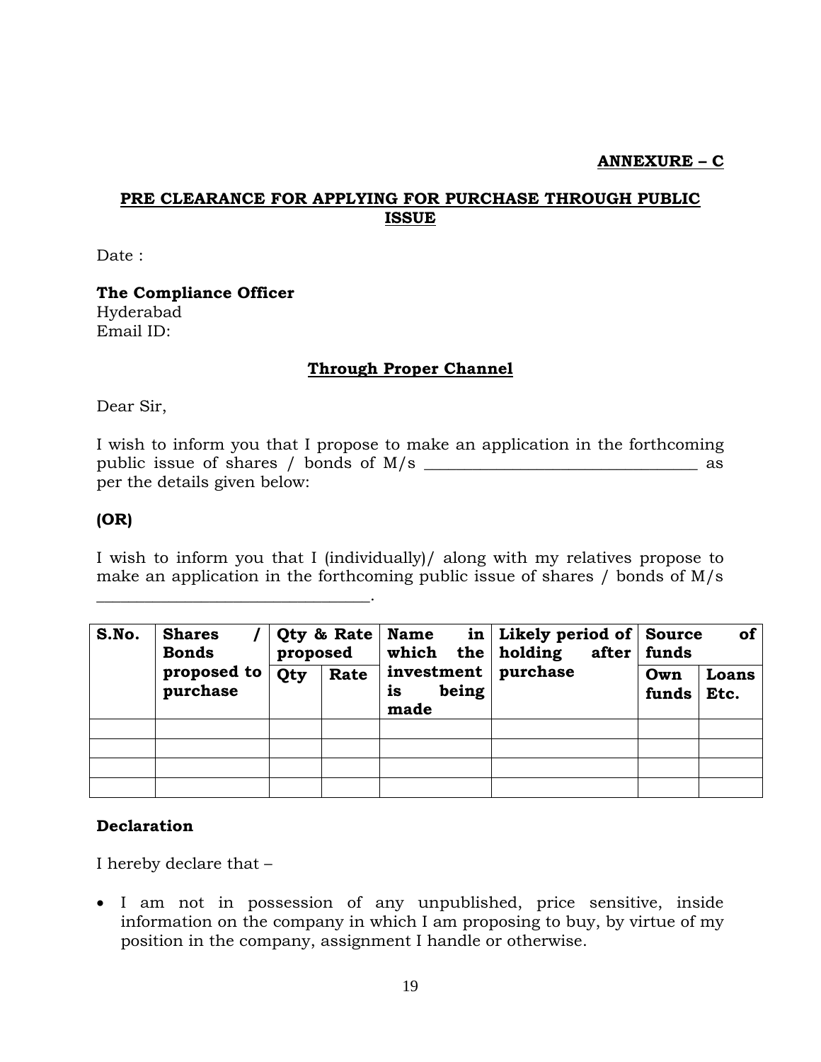**ANNEXURE – C**

## PRE CLEARANCE FOR APPLYING FOR PURCHASE THROUGH PUBLIC ISSUE

Date :

**The Compliance Officer**
Hyderabad
Email ID:

**Through Proper Channel**

Dear Sir,

I wish to inform you that I propose to make an application in the forthcoming public issue of shares / bonds of M/s ________________________________ as per the details given below:

**(OR)**

I wish to inform you that I (individually)/ along with my relatives propose to make an application in the forthcoming public issue of shares / bonds of M/s ________________________________.

| S.No. | Shares / Bonds proposed to purchase | Qty & Rate proposed | | Name in which the investment is being made | Likely period of holding after purchase | Source of funds | |
|---|---|---|---|---|---|---|---|
| | | Qty | Rate | | | Own funds | Loans Etc. |
| | | | | | | | |
| | | | | | | | |
| | | | | | | | |
| | | | | | | | |

**Declaration**

I hereby declare that –

- I am not in possession of any unpublished, price sensitive, inside information on the company in which I am proposing to buy, by virtue of my position in the company, assignment I handle or otherwise.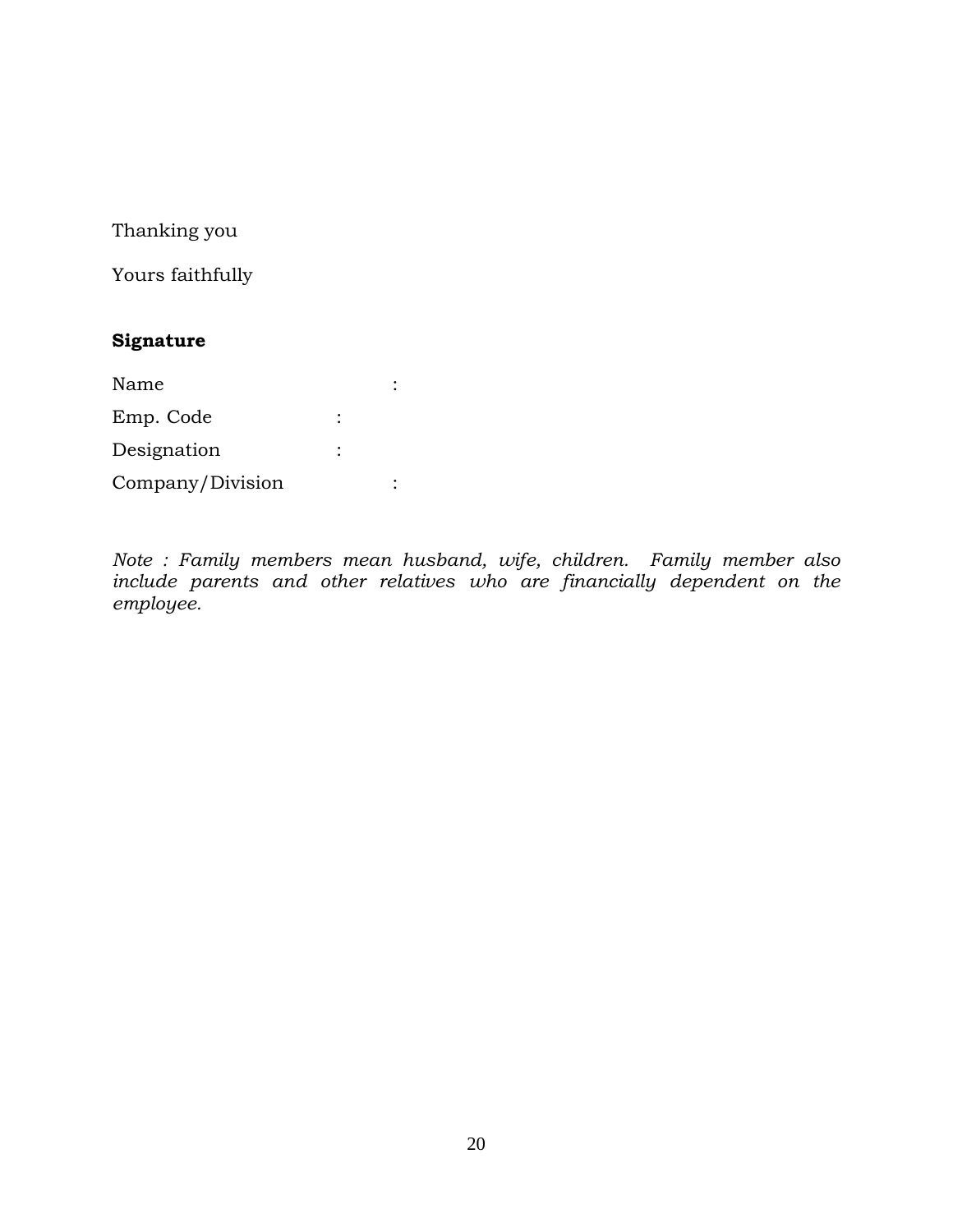Thanking you

Yours faithfully

**Signature**

Name :

Emp. Code :

Designation :

Company/Division :

*Note : Family members mean husband, wife, children. Family member also include parents and other relatives who are financially dependent on the employee.*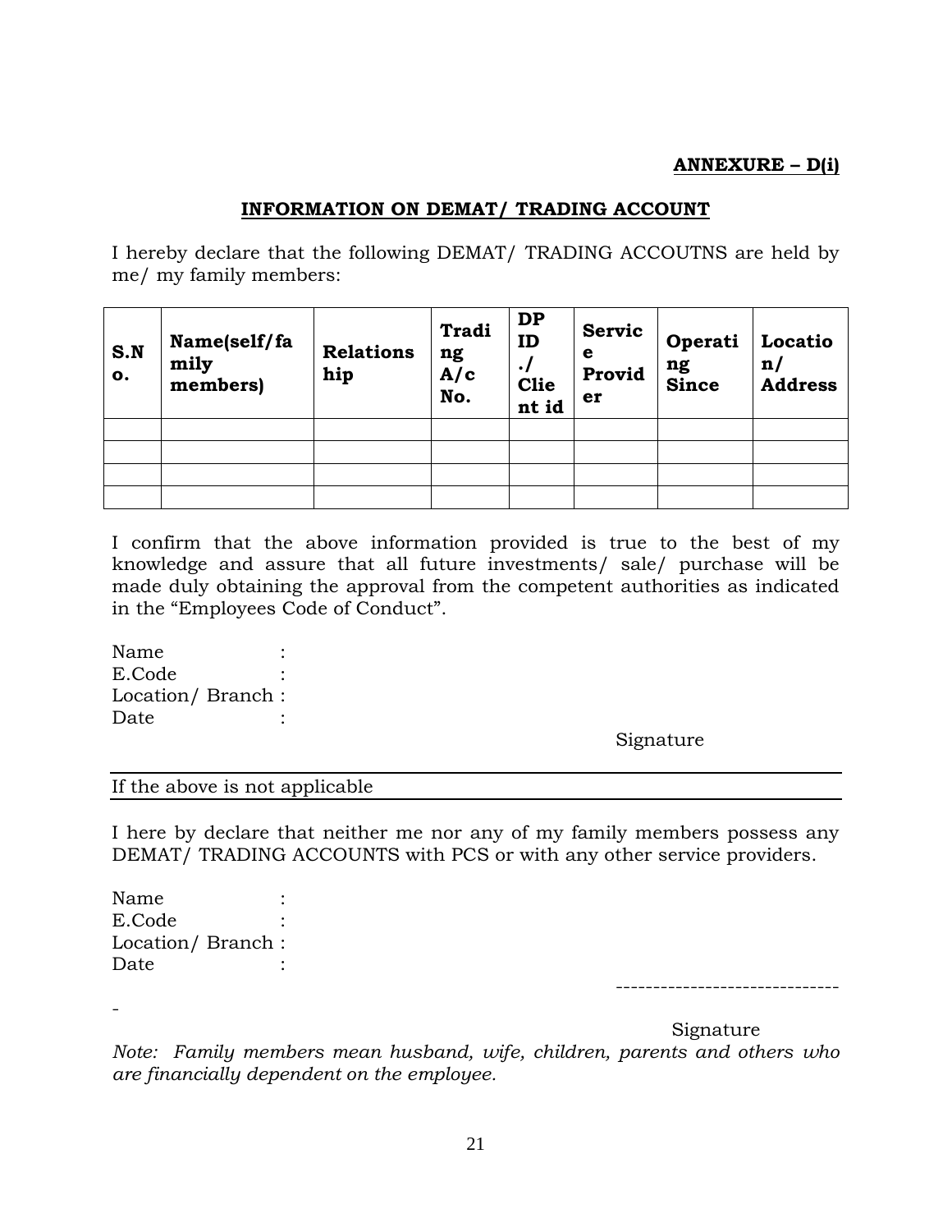**ANNEXURE – D(i)**

## INFORMATION ON DEMAT/ TRADING ACCOUNT

I hereby declare that the following DEMAT/ TRADING ACCOUTNS are held by me/ my family members:

| S.No. | Name(self/family members) | Relationship | Trading A/c No. | DP ID./ Client id | Service Provider | Operating Since | Location/ Address |
|---|---|---|---|---|---|---|---|
| | | | | | | | |
| | | | | | | | |
| | | | | | | | |
| | | | | | | | |

I confirm that the above information provided is true to the best of my knowledge and assure that all future investments/ sale/ purchase will be made duly obtaining the approval from the competent authorities as indicated in the "Employees Code of Conduct".

Name :
E.Code :
Location/ Branch :
Date :

Signature

---

If the above is not applicable

---

I here by declare that neither me nor any of my family members possess any DEMAT/ TRADING ACCOUNTS with PCS or with any other service providers.

Name :
E.Code :
Location/ Branch :
Date :

-------------------------------

Signature

*Note: Family members mean husband, wife, children, parents and others who are financially dependent on the employee.*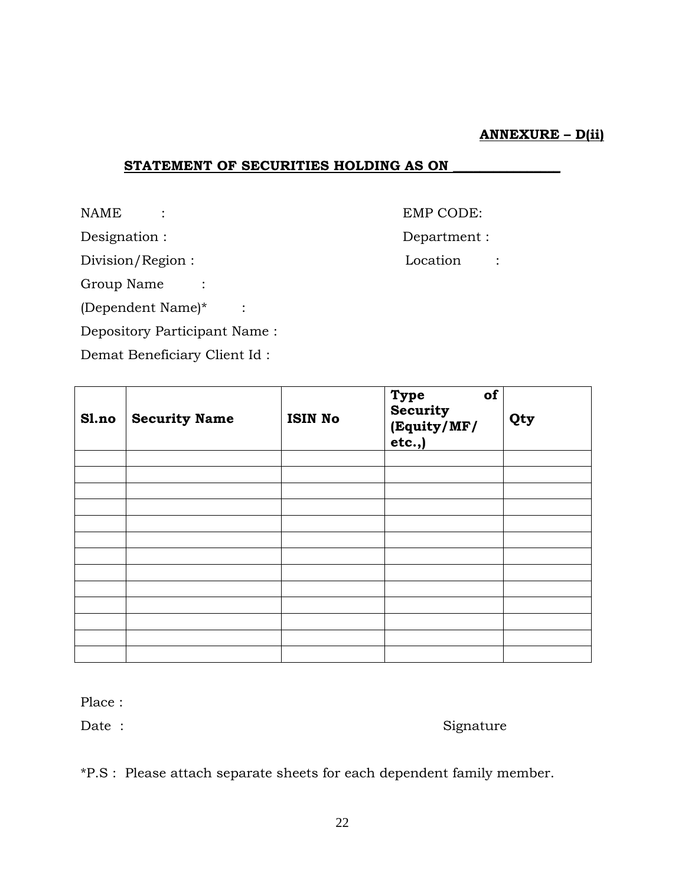**ANNEXURE – D(ii)**

## STATEMENT OF SECURITIES HOLDING AS ON _______________

NAME : EMP CODE:

Designation : Department :

Division/Region : Location :

Group Name :

(Dependent Name)* :

Depository Participant Name :

Demat Beneficiary Client Id :

| Sl.no | Security Name | ISIN No | Type of Security (Equity/MF/ etc.,) | Qty |
|---|---|---|---|---|
| | | | | |
| | | | | |
| | | | | |
| | | | | |
| | | | | |
| | | | | |
| | | | | |
| | | | | |
| | | | | |
| | | | | |
| | | | | |
| | | | | |
| | | | | |

Place :

Date : Signature

*P.S : Please attach separate sheets for each dependent family member.